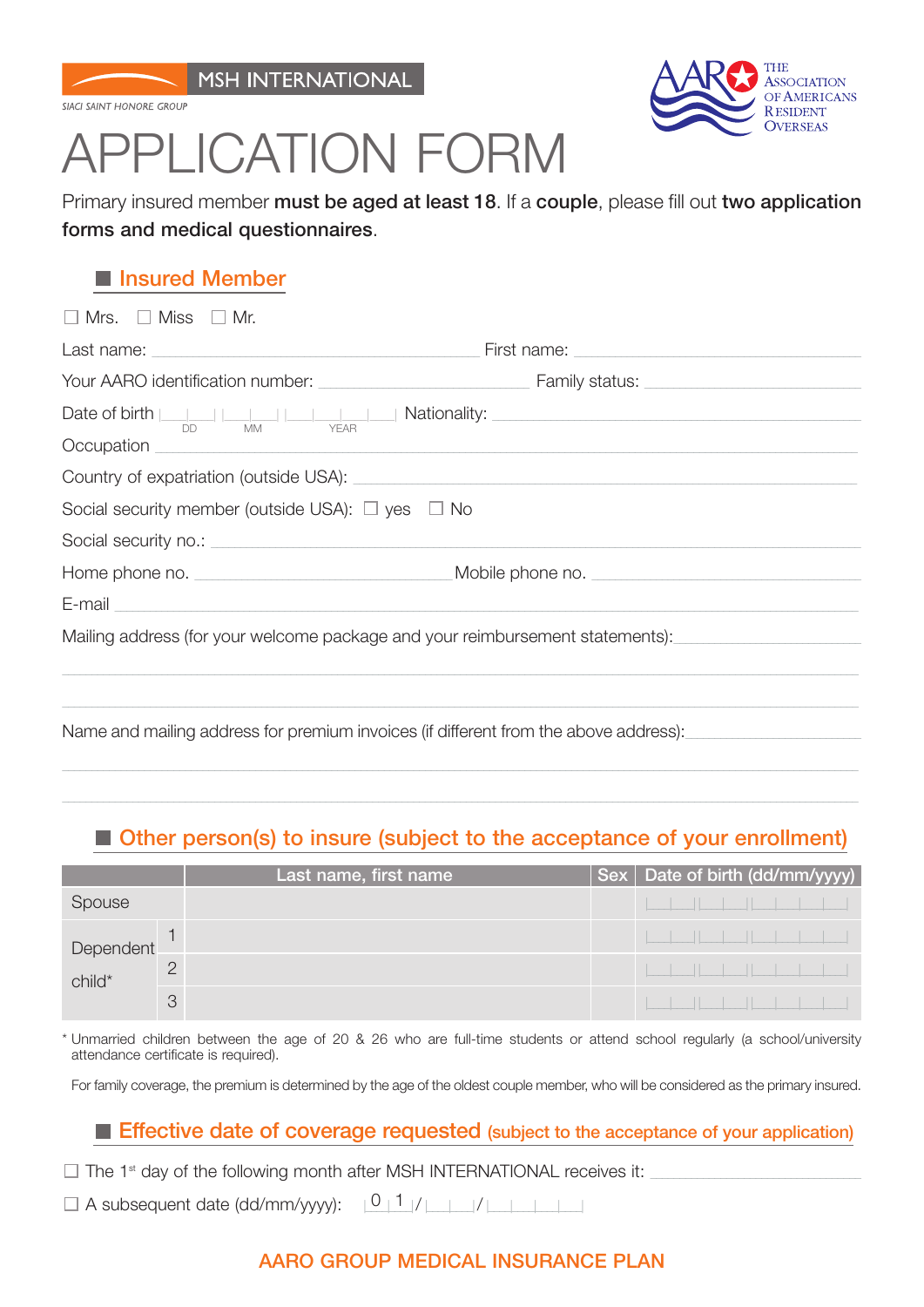MSH INTERNATIONAL

SIACI SAINT HONORE GROUP

THE ASSOCIATION OF AMERICANS RESIDENT OVERSEAS

# APPLICATION FORM

Primary insured member **must be aged at least 18**. If a **couple**, please fill out **two application forms and medical questionnaires**.

## Insured Member

☐ Mrs. ☐ Miss ☐ Mr.

Last name: ______________________ First name: ______________________

Your AARO identification number: ______________________ Family status: ______________________

Date of birth |__|__| |__|__| |__|__|__|__| Nationality: ______________________
DD MM YEAR

Occupation ______________________

Country of expatriation (outside USA): ______________________

Social security member (outside USA): ☐ yes ☐ No

Social security no.: ______________________

Home phone no. ______________________ Mobile phone no. ______________________

E-mail ______________________

Mailing address (for your welcome package and your reimbursement statements): ______________________

______________________

______________________

Name and mailing address for premium invoices (if different from the above address): ______________________

______________________

______________________

## Other person(s) to insure (subject to the acceptance of your enrollment)

| | | Last name, first name | Sex | Date of birth (dd/mm/yyyy) |
|---|---|---|---|---|
| Spouse | | | | |__|__|\|__|__|\|__|__|__|__| |
| Dependent child* | 1 | | | |__|__|\|__|__|\|__|__|__|__| |
| | 2 | | | |__|__|\|__|__|\|__|__|__|__| |
| | 3 | | | |__|__|\|__|__|\|__|__|__|__| |

\* Unmarried children between the age of 20 & 26 who are full-time students or attend school regularly (a school/university attendance certificate is required).

For family coverage, the premium is determined by the age of the oldest couple member, who will be considered as the primary insured.

## Effective date of coverage requested (subject to the acceptance of your application)

☐ The 1st day of the following month after MSH INTERNATIONAL receives it: ______________________

☐ A subsequent date (dd/mm/yyyy): 0 1 / |__|__| / |__|__|__|__|

AARO GROUP MEDICAL INSURANCE PLAN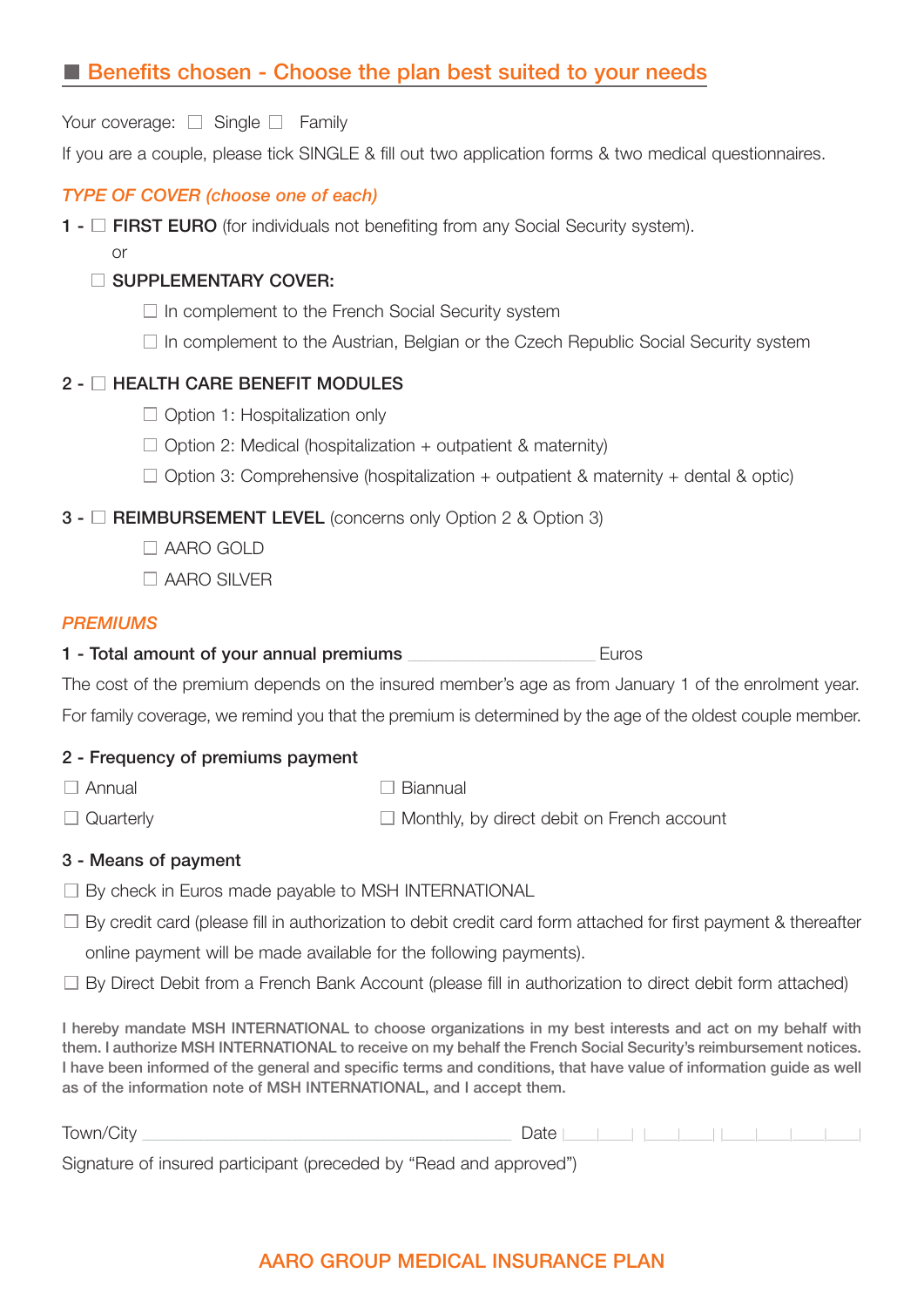## Benefits chosen - Choose the plan best suited to your needs

Your coverage: ☐ Single ☐ Family

If you are a couple, please tick SINGLE & fill out two application forms & two medical questionnaires.

*TYPE OF COVER (choose one of each)*

1 - ☐ **FIRST EURO** (for individuals not benefiting from any Social Security system).

or

☐ **SUPPLEMENTARY COVER:**

☐ In complement to the French Social Security system

☐ In complement to the Austrian, Belgian or the Czech Republic Social Security system

2 - ☐ **HEALTH CARE BENEFIT MODULES**

☐ Option 1: Hospitalization only

☐ Option 2: Medical (hospitalization + outpatient & maternity)

☐ Option 3: Comprehensive (hospitalization + outpatient & maternity + dental & optic)

3 - ☐ **REIMBURSEMENT LEVEL** (concerns only Option 2 & Option 3)

☐ AARO GOLD

☐ AARO SILVER

*PREMIUMS*

**1 - Total amount of your annual premiums** ____________________ Euros

The cost of the premium depends on the insured member's age as from January 1 of the enrolment year.

For family coverage, we remind you that the premium is determined by the age of the oldest couple member.

**2 - Frequency of premiums payment**

☐ Annual ☐ Biannual

☐ Quarterly ☐ Monthly, by direct debit on French account

**3 - Means of payment**

☐ By check in Euros made payable to MSH INTERNATIONAL

☐ By credit card (please fill in authorization to debit credit card form attached for first payment & thereafter online payment will be made available for the following payments).

☐ By Direct Debit from a French Bank Account (please fill in authorization to direct debit form attached)

**I hereby mandate MSH INTERNATIONAL to choose organizations in my best interests and act on my behalf with them. I authorize MSH INTERNATIONAL to receive on my behalf the French Social Security's reimbursement notices. I have been informed of the general and specific terms and conditions, that have value of information guide as well as of the information note of MSH INTERNATIONAL, and I accept them.**

Town/City ________________________________________ Date __ __ / __ __ / __ __ __ __

Signature of insured participant (preceded by "Read and approved")

AARO GROUP MEDICAL INSURANCE PLAN